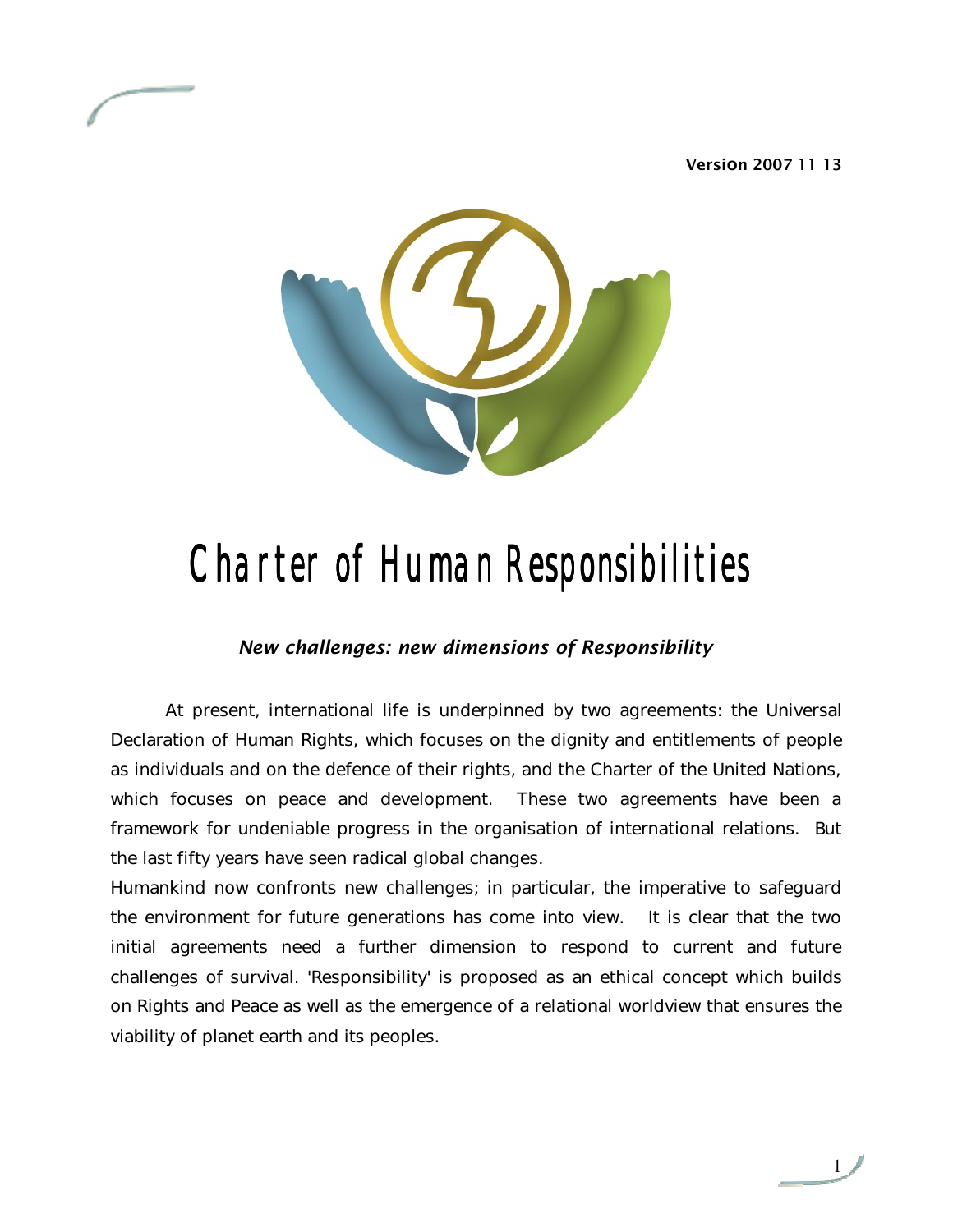Version 2007 11 13

# Charter of Human Responsibilities

## *New challenges: new dimensions of Responsibility*

At present, international life is underpinned by two agreements: the Universal Declaration of Human Rights, which focuses on the dignity and entitlements of people as individuals and on the defence of their rights, and the Charter of the United Nations, which focuses on peace and development. These two agreements have been a framework for undeniable progress in the organisation of international relations. But the last fifty years have seen radical global changes.

Humankind now confronts new challenges; in particular, the imperative to safeguard the environment for future generations has come into view. It is clear that the two initial agreements need a further dimension to respond to current and future challenges of survival. 'Responsibility' is proposed as an ethical concept which builds on Rights and Peace as well as the emergence of a relational worldview that ensures the viability of planet earth and its peoples.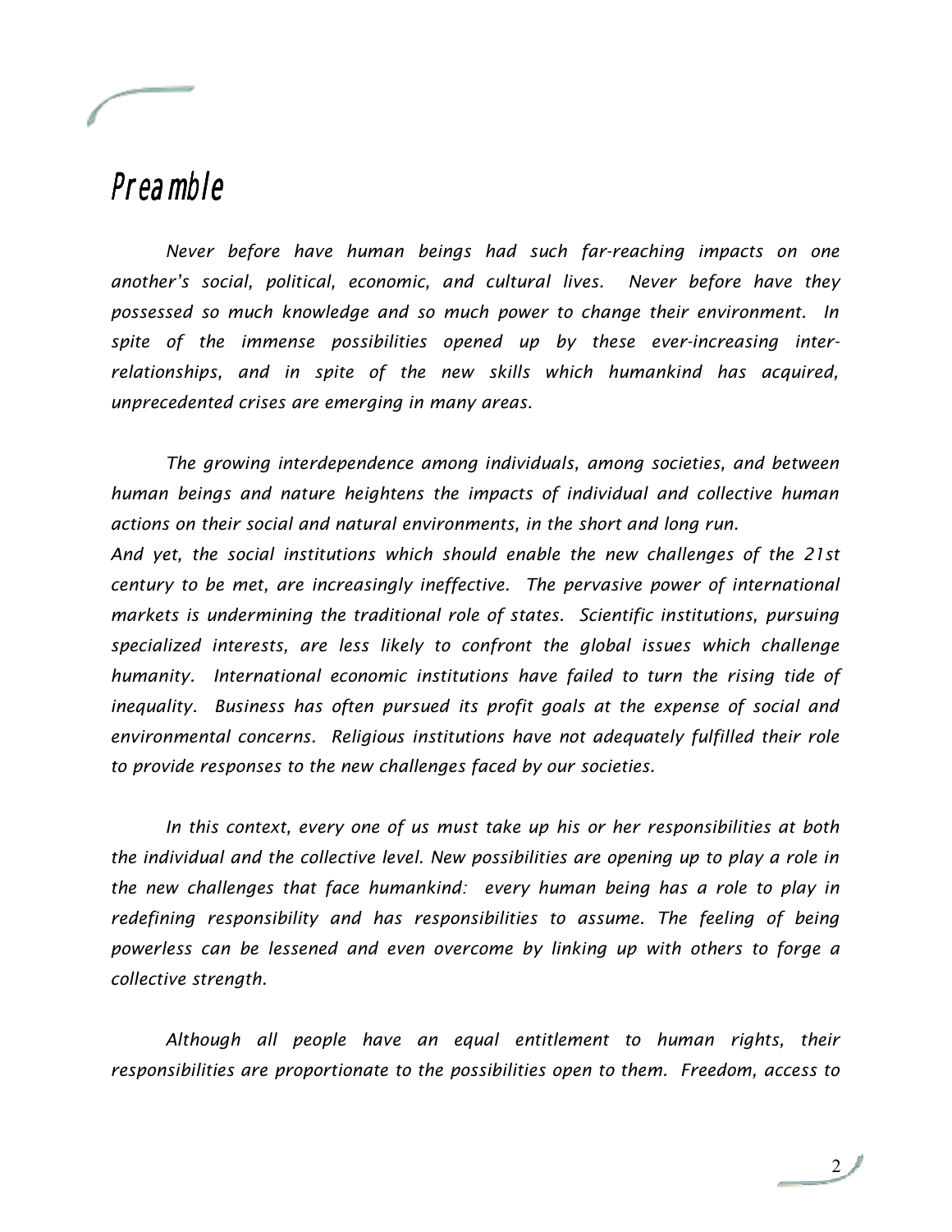# Preamble

*Never before have human beings had such far-reaching impacts on one another's social, political, economic, and cultural lives. Never before have they possessed so much knowledge and so much power to change their environment. In spite of the immense possibilities opened up by these ever-increasing inter-relationships, and in spite of the new skills which humankind has acquired, unprecedented crises are emerging in many areas.*

*The growing interdependence among individuals, among societies, and between human beings and nature heightens the impacts of individual and collective human actions on their social and natural environments, in the short and long run.*
*And yet, the social institutions which should enable the new challenges of the 21st century to be met, are increasingly ineffective. The pervasive power of international markets is undermining the traditional role of states. Scientific institutions, pursuing specialized interests, are less likely to confront the global issues which challenge humanity. International economic institutions have failed to turn the rising tide of inequality. Business has often pursued its profit goals at the expense of social and environmental concerns. Religious institutions have not adequately fulfilled their role to provide responses to the new challenges faced by our societies.*

*In this context, every one of us must take up his or her responsibilities at both the individual and the collective level. New possibilities are opening up to play a role in the new challenges that face humankind: every human being has a role to play in redefining responsibility and has responsibilities to assume. The feeling of being powerless can be lessened and even overcome by linking up with others to forge a collective strength.*

*Although all people have an equal entitlement to human rights, their responsibilities are proportionate to the possibilities open to them. Freedom, access to*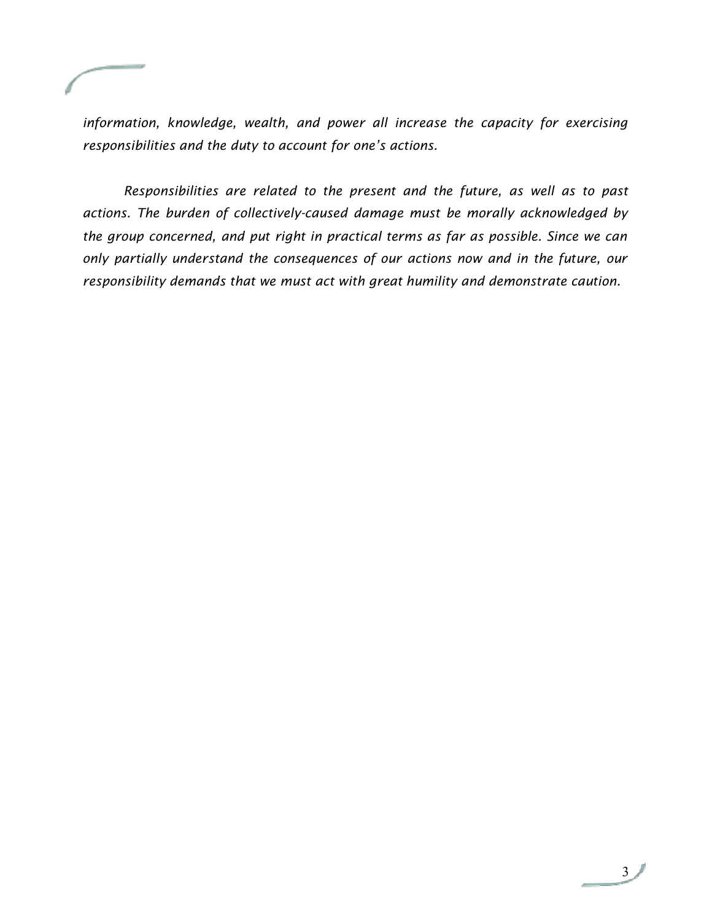*information, knowledge, wealth, and power all increase the capacity for exercising responsibilities and the duty to account for one's actions.*

*Responsibilities are related to the present and the future, as well as to past actions. The burden of collectively-caused damage must be morally acknowledged by the group concerned, and put right in practical terms as far as possible. Since we can only partially understand the consequences of our actions now and in the future, our responsibility demands that we must act with great humility and demonstrate caution.*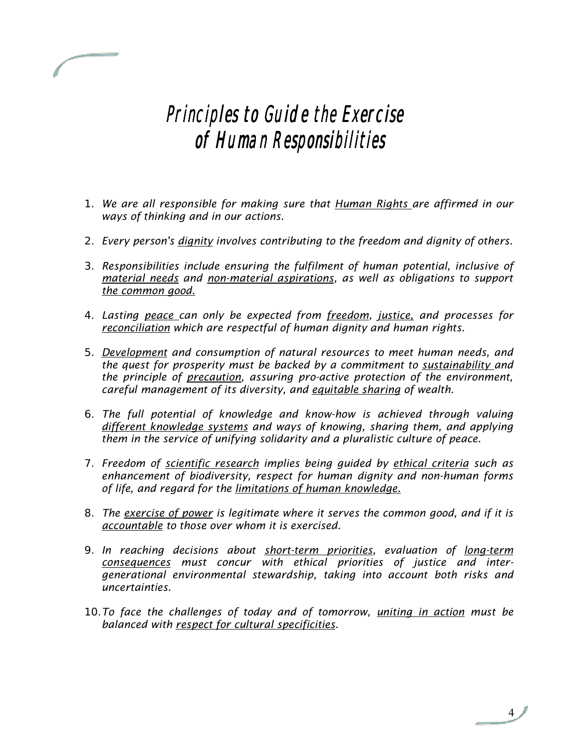# Principles to Guide the Exercise of Human Responsibilities

1. *We are all responsible for making sure that Human Rights are affirmed in our ways of thinking and in our actions.*

2. *Every person's dignity involves contributing to the freedom and dignity of others.*

3. *Responsibilities include ensuring the fulfilment of human potential, inclusive of material needs and non-material aspirations, as well as obligations to support the common good.*

4. *Lasting peace can only be expected from freedom, justice, and processes for reconciliation which are respectful of human dignity and human rights.*

5. *Development and consumption of natural resources to meet human needs, and the quest for prosperity must be backed by a commitment to sustainability and the principle of precaution, assuring pro-active protection of the environment, careful management of its diversity, and equitable sharing of wealth.*

6. *The full potential of knowledge and know-how is achieved through valuing different knowledge systems and ways of knowing, sharing them, and applying them in the service of unifying solidarity and a pluralistic culture of peace.*

7. *Freedom of scientific research implies being guided by ethical criteria such as enhancement of biodiversity, respect for human dignity and non-human forms of life, and regard for the limitations of human knowledge.*

8. *The exercise of power is legitimate where it serves the common good, and if it is accountable to those over whom it is exercised.*

9. *In reaching decisions about short-term priorities, evaluation of long-term consequences must concur with ethical priorities of justice and inter-generational environmental stewardship, taking into account both risks and uncertainties.*

10. *To face the challenges of today and of tomorrow, uniting in action must be balanced with respect for cultural specificities.*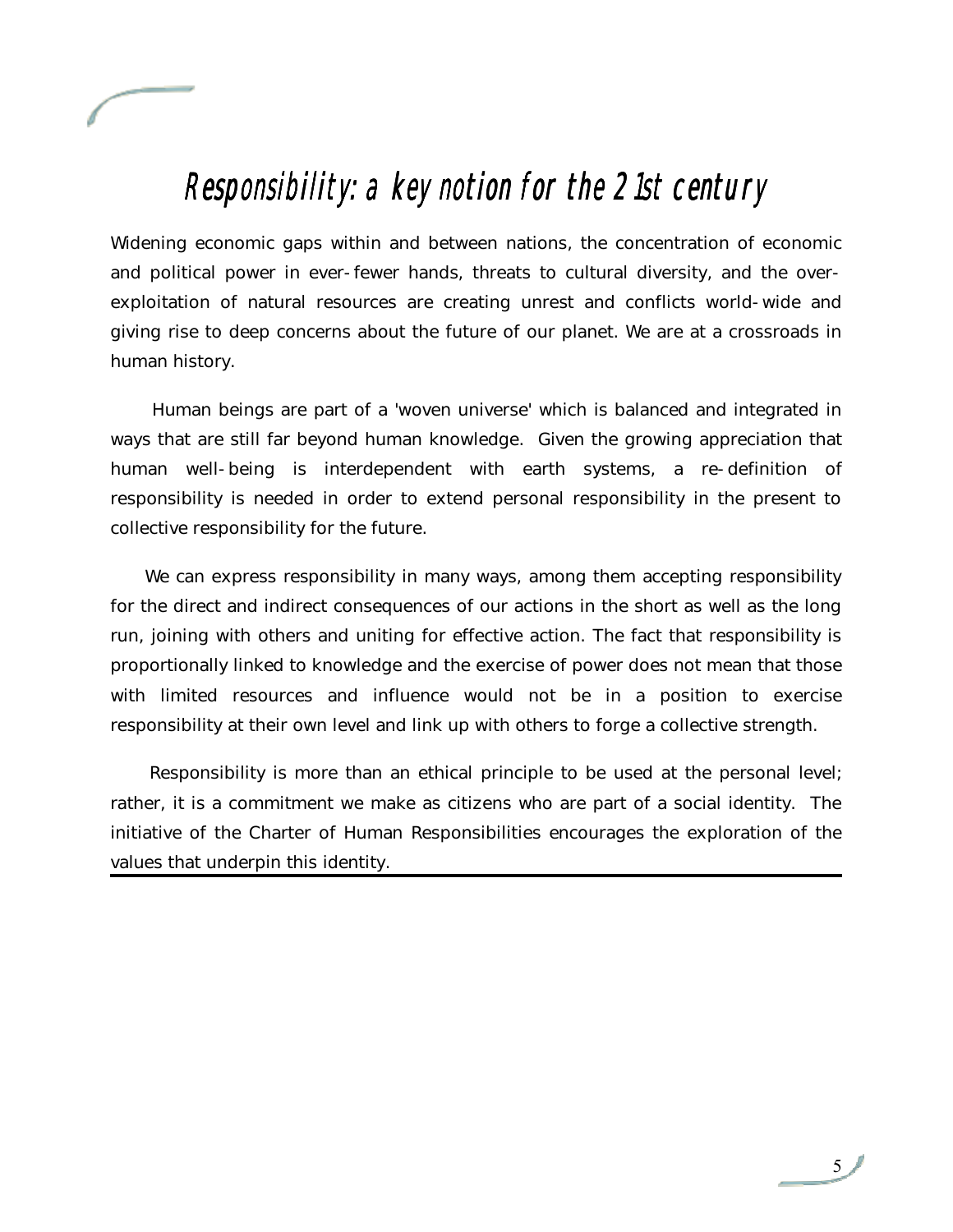# Responsibility: a key notion for the 21st century

Widening economic gaps within and between nations, the concentration of economic and political power in ever-fewer hands, threats to cultural diversity, and the over-exploitation of natural resources are creating unrest and conflicts world-wide and giving rise to deep concerns about the future of our planet. We are at a crossroads in human history.

Human beings are part of a 'woven universe' which is balanced and integrated in ways that are still far beyond human knowledge. Given the growing appreciation that human well-being is interdependent with earth systems, a re-definition of responsibility is needed in order to extend personal responsibility in the present to collective responsibility for the future.

We can express responsibility in many ways, among them accepting responsibility for the direct and indirect consequences of our actions in the short as well as the long run, joining with others and uniting for effective action. The fact that responsibility is proportionally linked to knowledge and the exercise of power does not mean that those with limited resources and influence would not be in a position to exercise responsibility at their own level and link up with others to forge a collective strength.

Responsibility is more than an ethical principle to be used at the personal level; rather, it is a commitment we make as citizens who are part of a social identity. The initiative of the Charter of Human Responsibilities encourages the exploration of the values that underpin this identity.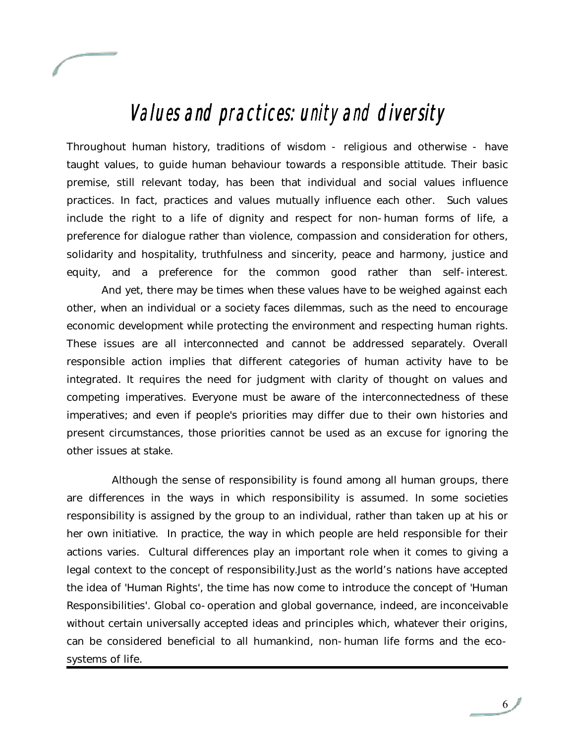# Values and practices: unity and diversity

Throughout human history, traditions of wisdom - religious and otherwise - have taught values, to guide human behaviour towards a responsible attitude. Their basic premise, still relevant today, has been that individual and social values influence practices. In fact, practices and values mutually influence each other. Such values include the right to a life of dignity and respect for non-human forms of life, a preference for dialogue rather than violence, compassion and consideration for others, solidarity and hospitality, truthfulness and sincerity, peace and harmony, justice and equity, and a preference for the common good rather than self-interest.

And yet, there may be times when these values have to be weighed against each other, when an individual or a society faces dilemmas, such as the need to encourage economic development while protecting the environment and respecting human rights. These issues are all interconnected and cannot be addressed separately. Overall responsible action implies that different categories of human activity have to be integrated. It requires the need for judgment with clarity of thought on values and competing imperatives. Everyone must be aware of the interconnectedness of these imperatives; and even if people's priorities may differ due to their own histories and present circumstances, those priorities cannot be used as an excuse for ignoring the other issues at stake.

Although the sense of responsibility is found among all human groups, there are differences in the ways in which responsibility is assumed. In some societies responsibility is assigned by the group to an individual, rather than taken up at his or her own initiative. In practice, the way in which people are held responsible for their actions varies. Cultural differences play an important role when it comes to giving a legal context to the concept of responsibility.Just as the world's nations have accepted the idea of 'Human Rights', the time has now come to introduce the concept of 'Human Responsibilities'. Global co-operation and global governance, indeed, are inconceivable without certain universally accepted ideas and principles which, whatever their origins, can be considered beneficial to all humankind, non-human life forms and the eco-systems of life.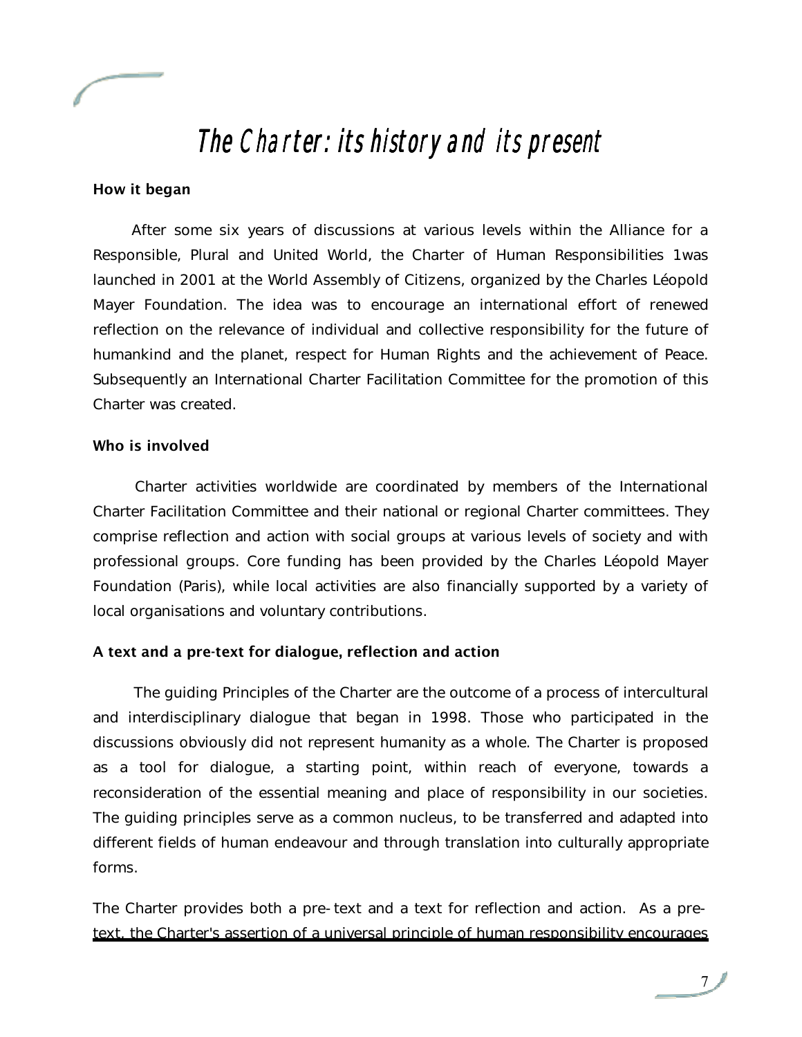# The Charter: its history and its present

### How it began

After some six years of discussions at various levels within the Alliance for a Responsible, Plural and United World, the Charter of Human Responsibilities [1]was launched in 2001 at the World Assembly of Citizens, organized by the Charles Léopold Mayer Foundation. The idea was to encourage an international effort of renewed reflection on the relevance of individual and collective responsibility for the future of humankind and the planet, respect for Human Rights and the achievement of Peace. Subsequently an International Charter Facilitation Committee for the promotion of this Charter was created.

### Who is involved

Charter activities worldwide are coordinated by members of the International Charter Facilitation Committee and their national or regional Charter committees. They comprise reflection and action with social groups at various levels of society and with professional groups. Core funding has been provided by the Charles Léopold Mayer Foundation (Paris), while local activities are also financially supported by a variety of local organisations and voluntary contributions.

### A text and a pre-text for dialogue, reflection and action

The guiding Principles of the Charter are the outcome of a process of intercultural and interdisciplinary dialogue that began in 1998. Those who participated in the discussions obviously did not represent humanity as a whole. The Charter is proposed as a tool for dialogue, a starting point, within reach of everyone, towards a reconsideration of the essential meaning and place of responsibility in our societies. The guiding principles serve as a common nucleus, to be transferred and adapted into different fields of human endeavour and through translation into culturally appropriate forms.

The Charter provides both a pre-text and a text for reflection and action. As a pre-text, the Charter's assertion of a universal principle of human responsibility encourages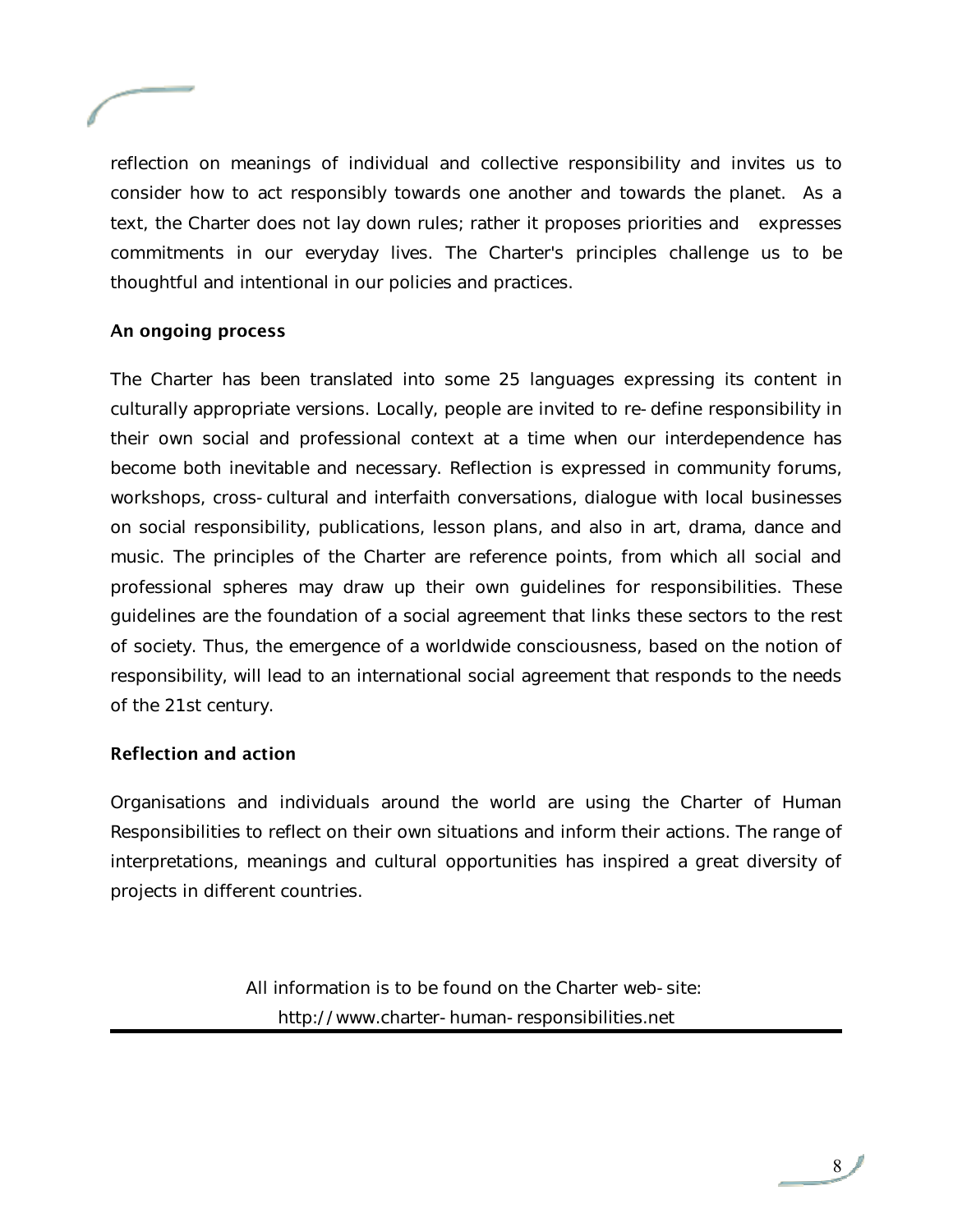reflection on meanings of individual and collective responsibility and invites us to consider how to act responsibly towards one another and towards the planet. As a text, the Charter does not lay down rules; rather it proposes priorities and expresses commitments in our everyday lives. The Charter's principles challenge us to be thoughtful and intentional in our policies and practices.

### An ongoing process

The Charter has been translated into some 25 languages expressing its content in culturally appropriate versions. Locally, people are invited to re-define responsibility in their own social and professional context at a time when our interdependence has become both inevitable and necessary. Reflection is expressed in community forums, workshops, cross-cultural and interfaith conversations, dialogue with local businesses on social responsibility, publications, lesson plans, and also in art, drama, dance and music. The principles of the Charter are reference points, from which all social and professional spheres may draw up their own guidelines for responsibilities. These guidelines are the foundation of a social agreement that links these sectors to the rest of society. Thus, the emergence of a worldwide consciousness, based on the notion of responsibility, will lead to an international social agreement that responds to the needs of the 21st century.

### Reflection and action

Organisations and individuals around the world are using the Charter of Human Responsibilities to reflect on their own situations and inform their actions. The range of interpretations, meanings and cultural opportunities has inspired a great diversity of projects in different countries.

All information is to be found on the Charter web-site:
http://www.charter-human-responsibilities.net